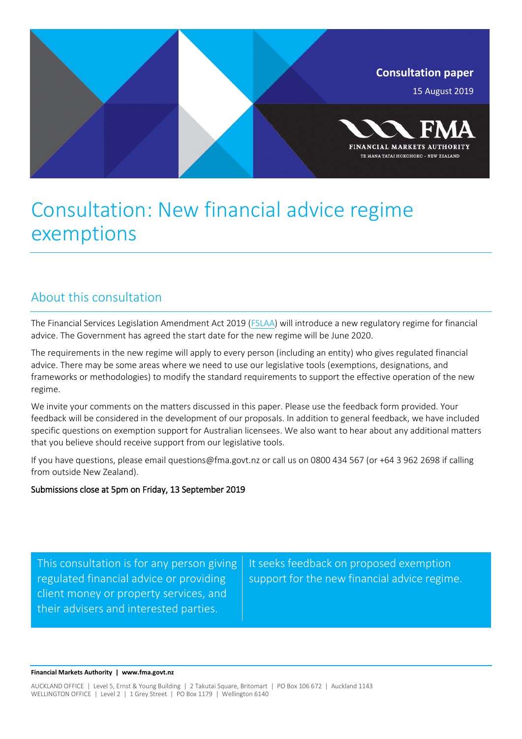**Consultation paper**

15 August 2019

FMA
FINANCIAL MARKETS AUTHORITY
TE MANA TATAI HOKOHOKO - NEW ZEALAND

# Consultation: New financial advice regime exemptions

## About this consultation

The Financial Services Legislation Amendment Act 2019 (FSLAA) will introduce a new regulatory regime for financial advice. The Government has agreed the start date for the new regime will be June 2020.

The requirements in the new regime will apply to every person (including an entity) who gives regulated financial advice. There may be some areas where we need to use our legislative tools (exemptions, designations, and frameworks or methodologies) to modify the standard requirements to support the effective operation of the new regime.

We invite your comments on the matters discussed in this paper. Please use the feedback form provided. Your feedback will be considered in the development of our proposals. In addition to general feedback, we have included specific questions on exemption support for Australian licensees. We also want to hear about any additional matters that you believe should receive support from our legislative tools.

If you have questions, please email questions@fma.govt.nz or call us on 0800 434 567 (or +64 3 962 2698 if calling from outside New Zealand).

Submissions close at 5pm on Friday, 13 September 2019

This consultation is for any person giving regulated financial advice or providing client money or property services, and their advisers and interested parties.

It seeks feedback on proposed exemption support for the new financial advice regime.

**Financial Markets Authority | www.fma.govt.nz**

AUCKLAND OFFICE | Level 5, Ernst & Young Building | 2 Takutai Square, Britomart | PO Box 106 672 | Auckland 1143
WELLINGTON OFFICE | Level 2 | 1 Grey Street | PO Box 1179 | Wellington 6140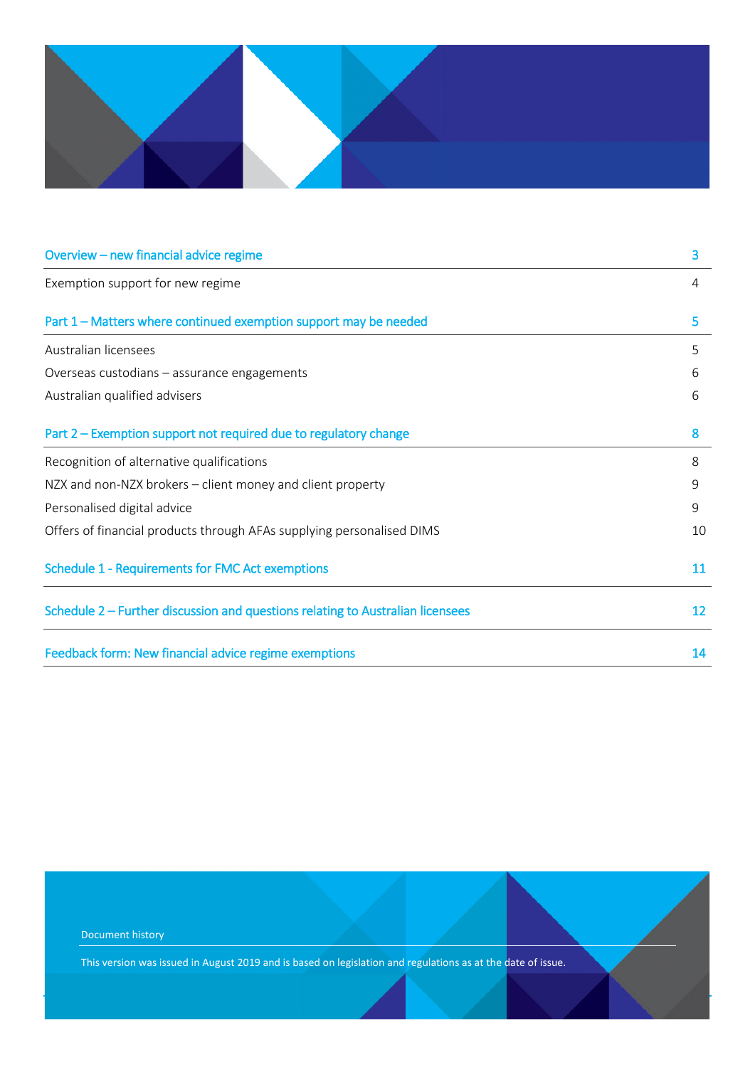| | |
|---|---|
| Overview – new financial advice regime | 3 |
| Exemption support for new regime | 4 |
| Part 1 – Matters where continued exemption support may be needed | 5 |
| Australian licensees | 5 |
| Overseas custodians – assurance engagements | 6 |
| Australian qualified advisers | 6 |
| Part 2 – Exemption support not required due to regulatory change | 8 |
| Recognition of alternative qualifications | 8 |
| NZX and non-NZX brokers – client money and client property | 9 |
| Personalised digital advice | 9 |
| Offers of financial products through AFAs supplying personalised DIMS | 10 |
| Schedule 1 - Requirements for FMC Act exemptions | 11 |
| Schedule 2 – Further discussion and questions relating to Australian licensees | 12 |
| Feedback form: New financial advice regime exemptions | 14 |

Document history

This version was issued in August 2019 and is based on legislation and regulations as at the date of issue.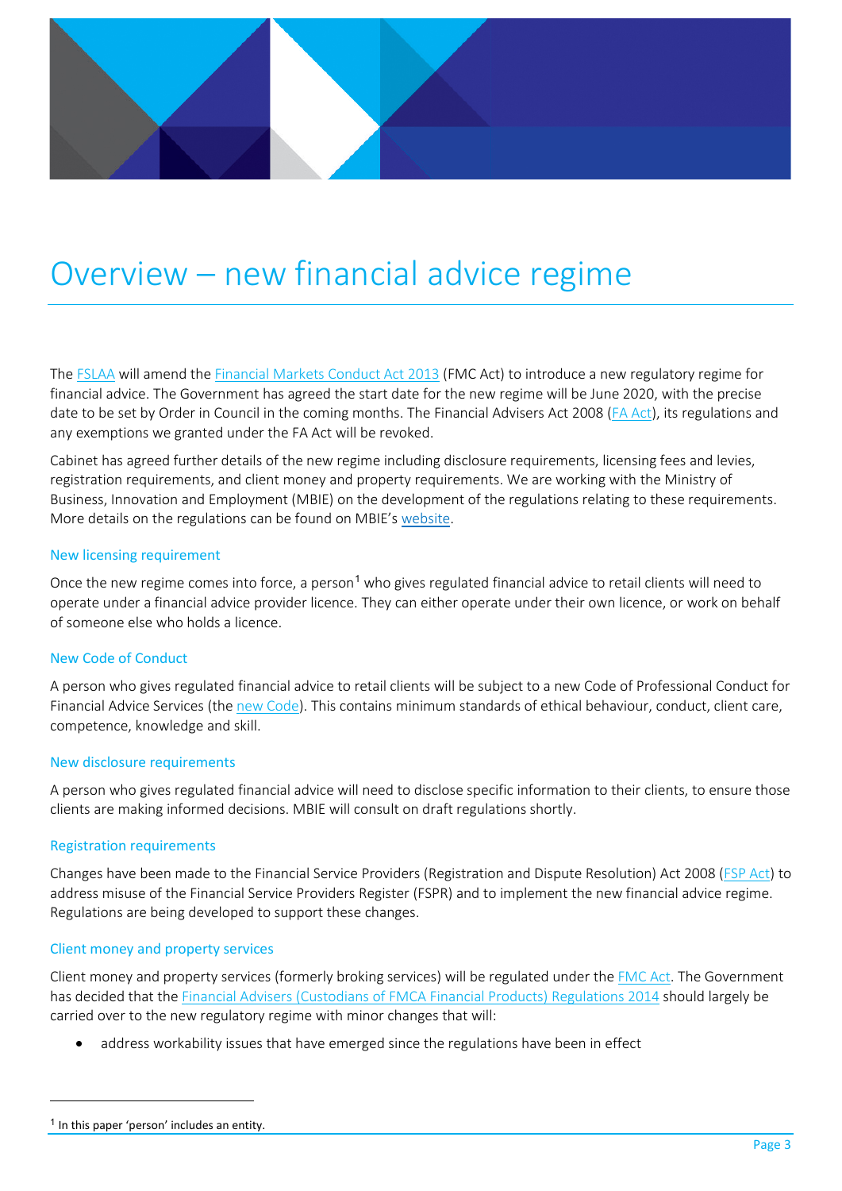# Overview – new financial advice regime

The FSLAA will amend the Financial Markets Conduct Act 2013 (FMC Act) to introduce a new regulatory regime for financial advice. The Government has agreed the start date for the new regime will be June 2020, with the precise date to be set by Order in Council in the coming months. The Financial Advisers Act 2008 (FA Act), its regulations and any exemptions we granted under the FA Act will be revoked.

Cabinet has agreed further details of the new regime including disclosure requirements, licensing fees and levies, registration requirements, and client money and property requirements. We are working with the Ministry of Business, Innovation and Employment (MBIE) on the development of the regulations relating to these requirements. More details on the regulations can be found on MBIE's website.

## New licensing requirement

Once the new regime comes into force, a person[1] who gives regulated financial advice to retail clients will need to operate under a financial advice provider licence. They can either operate under their own licence, or work on behalf of someone else who holds a licence.

## New Code of Conduct

A person who gives regulated financial advice to retail clients will be subject to a new Code of Professional Conduct for Financial Advice Services (the new Code). This contains minimum standards of ethical behaviour, conduct, client care, competence, knowledge and skill.

## New disclosure requirements

A person who gives regulated financial advice will need to disclose specific information to their clients, to ensure those clients are making informed decisions. MBIE will consult on draft regulations shortly.

## Registration requirements

Changes have been made to the Financial Service Providers (Registration and Dispute Resolution) Act 2008 (FSP Act) to address misuse of the Financial Service Providers Register (FSPR) and to implement the new financial advice regime. Regulations are being developed to support these changes.

## Client money and property services

Client money and property services (formerly broking services) will be regulated under the FMC Act. The Government has decided that the Financial Advisers (Custodians of FMCA Financial Products) Regulations 2014 should largely be carried over to the new regulatory regime with minor changes that will:

- address workability issues that have emerged since the regulations have been in effect

[1] In this paper 'person' includes an entity.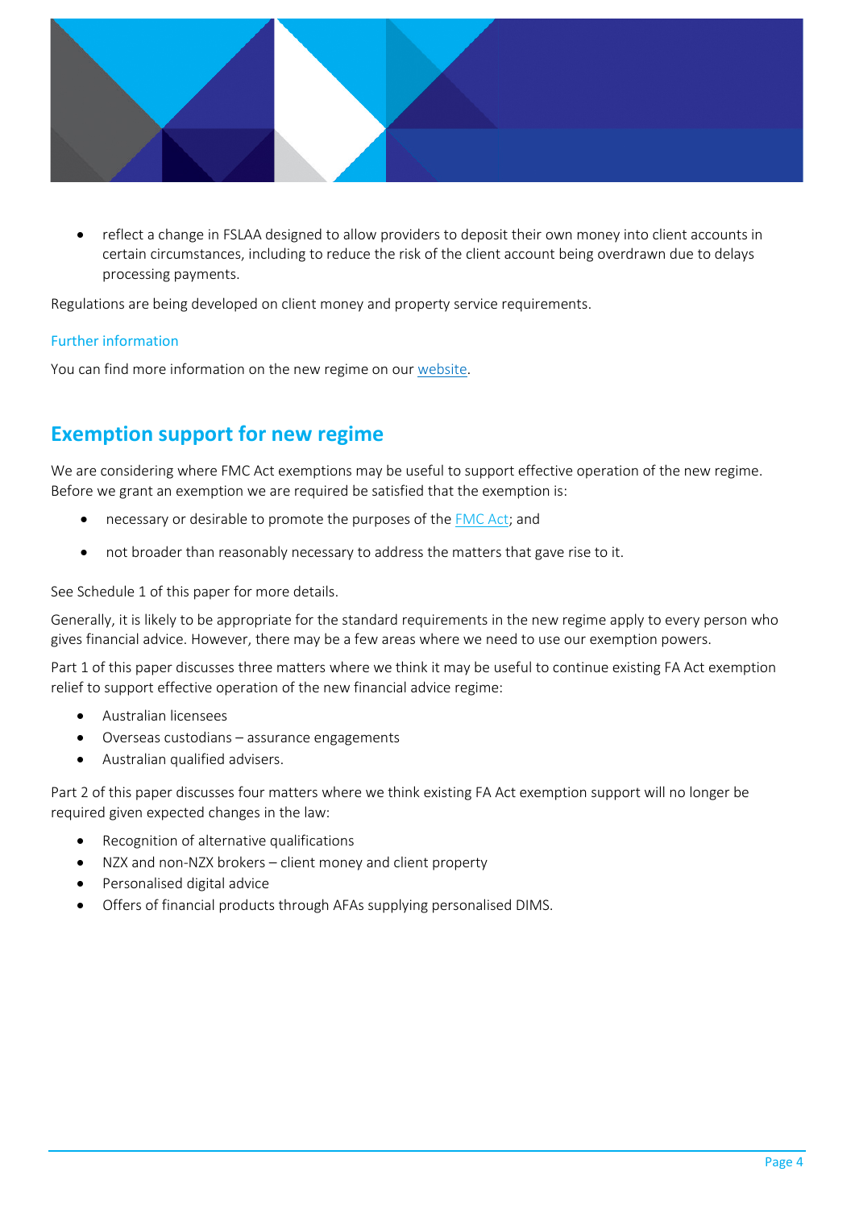- reflect a change in FSLAA designed to allow providers to deposit their own money into client accounts in certain circumstances, including to reduce the risk of the client account being overdrawn due to delays processing payments.

Regulations are being developed on client money and property service requirements.

### Further information

You can find more information on the new regime on our website.

## Exemption support for new regime

We are considering where FMC Act exemptions may be useful to support effective operation of the new regime. Before we grant an exemption we are required be satisfied that the exemption is:

- necessary or desirable to promote the purposes of the FMC Act; and
- not broader than reasonably necessary to address the matters that gave rise to it.

See Schedule 1 of this paper for more details.

Generally, it is likely to be appropriate for the standard requirements in the new regime apply to every person who gives financial advice. However, there may be a few areas where we need to use our exemption powers.

Part 1 of this paper discusses three matters where we think it may be useful to continue existing FA Act exemption relief to support effective operation of the new financial advice regime:

- Australian licensees
- Overseas custodians – assurance engagements
- Australian qualified advisers.

Part 2 of this paper discusses four matters where we think existing FA Act exemption support will no longer be required given expected changes in the law:

- Recognition of alternative qualifications
- NZX and non-NZX brokers – client money and client property
- Personalised digital advice
- Offers of financial products through AFAs supplying personalised DIMS.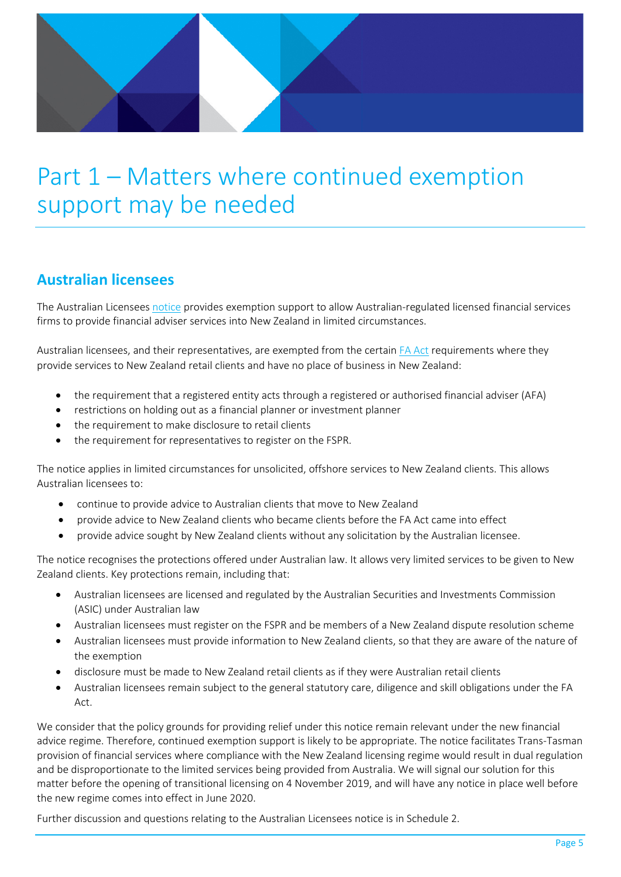# Part 1 – Matters where continued exemption support may be needed

## Australian licensees

The Australian Licensees notice provides exemption support to allow Australian-regulated licensed financial services firms to provide financial adviser services into New Zealand in limited circumstances.

Australian licensees, and their representatives, are exempted from the certain FA Act requirements where they provide services to New Zealand retail clients and have no place of business in New Zealand:

- the requirement that a registered entity acts through a registered or authorised financial adviser (AFA)
- restrictions on holding out as a financial planner or investment planner
- the requirement to make disclosure to retail clients
- the requirement for representatives to register on the FSPR.

The notice applies in limited circumstances for unsolicited, offshore services to New Zealand clients. This allows Australian licensees to:

- continue to provide advice to Australian clients that move to New Zealand
- provide advice to New Zealand clients who became clients before the FA Act came into effect
- provide advice sought by New Zealand clients without any solicitation by the Australian licensee.

The notice recognises the protections offered under Australian law. It allows very limited services to be given to New Zealand clients. Key protections remain, including that:

- Australian licensees are licensed and regulated by the Australian Securities and Investments Commission (ASIC) under Australian law
- Australian licensees must register on the FSPR and be members of a New Zealand dispute resolution scheme
- Australian licensees must provide information to New Zealand clients, so that they are aware of the nature of the exemption
- disclosure must be made to New Zealand retail clients as if they were Australian retail clients
- Australian licensees remain subject to the general statutory care, diligence and skill obligations under the FA Act.

We consider that the policy grounds for providing relief under this notice remain relevant under the new financial advice regime. Therefore, continued exemption support is likely to be appropriate. The notice facilitates Trans-Tasman provision of financial services where compliance with the New Zealand licensing regime would result in dual regulation and be disproportionate to the limited services being provided from Australia. We will signal our solution for this matter before the opening of transitional licensing on 4 November 2019, and will have any notice in place well before the new regime comes into effect in June 2020.

Further discussion and questions relating to the Australian Licensees notice is in Schedule 2.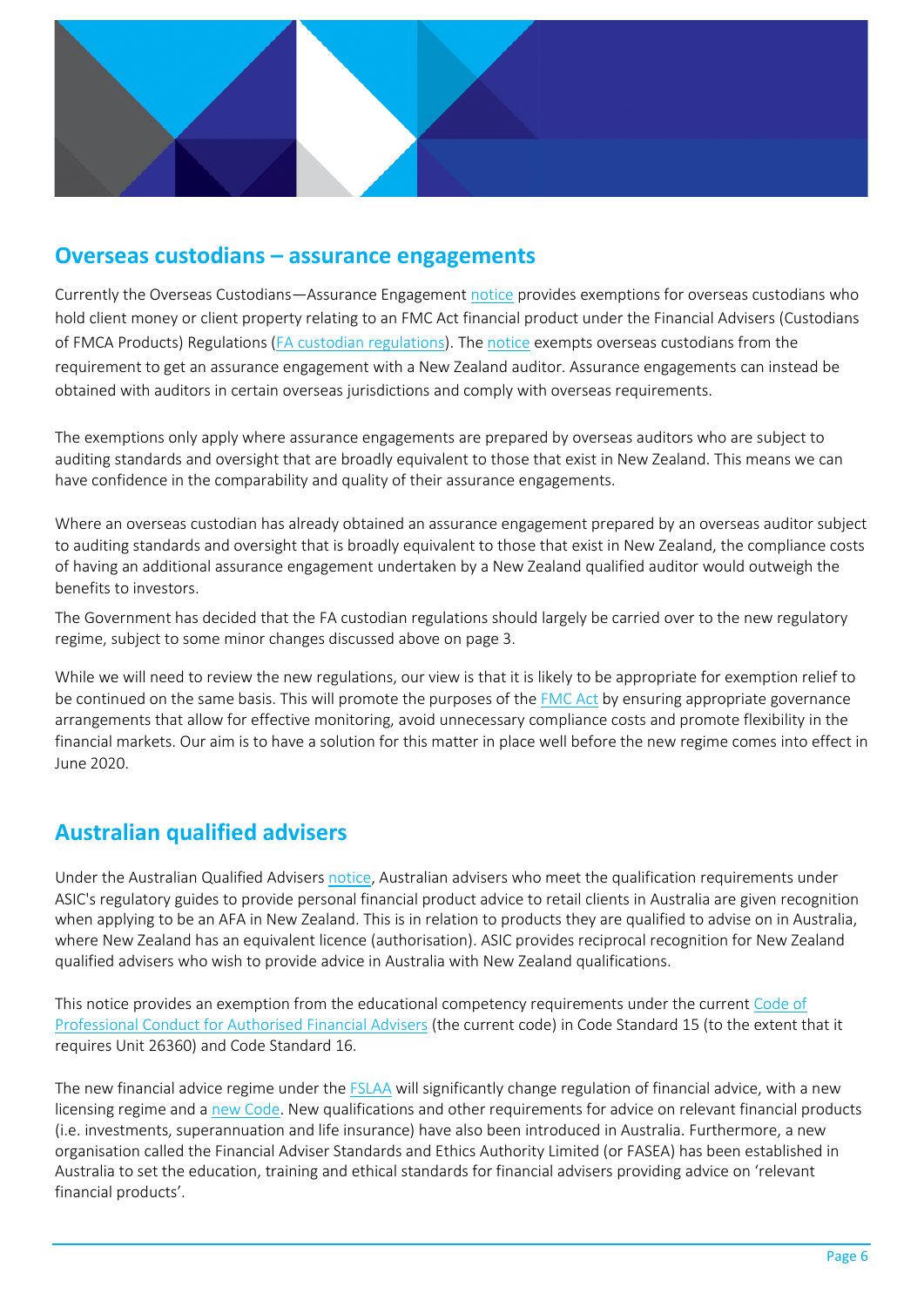## Overseas custodians – assurance engagements

Currently the Overseas Custodians—Assurance Engagement notice provides exemptions for overseas custodians who hold client money or client property relating to an FMC Act financial product under the Financial Advisers (Custodians of FMCA Products) Regulations (FA custodian regulations). The notice exempts overseas custodians from the requirement to get an assurance engagement with a New Zealand auditor. Assurance engagements can instead be obtained with auditors in certain overseas jurisdictions and comply with overseas requirements.

The exemptions only apply where assurance engagements are prepared by overseas auditors who are subject to auditing standards and oversight that are broadly equivalent to those that exist in New Zealand. This means we can have confidence in the comparability and quality of their assurance engagements.

Where an overseas custodian has already obtained an assurance engagement prepared by an overseas auditor subject to auditing standards and oversight that is broadly equivalent to those that exist in New Zealand, the compliance costs of having an additional assurance engagement undertaken by a New Zealand qualified auditor would outweigh the benefits to investors.

The Government has decided that the FA custodian regulations should largely be carried over to the new regulatory regime, subject to some minor changes discussed above on page 3.

While we will need to review the new regulations, our view is that it is likely to be appropriate for exemption relief to be continued on the same basis. This will promote the purposes of the FMC Act by ensuring appropriate governance arrangements that allow for effective monitoring, avoid unnecessary compliance costs and promote flexibility in the financial markets. Our aim is to have a solution for this matter in place well before the new regime comes into effect in June 2020.

## Australian qualified advisers

Under the Australian Qualified Advisers notice, Australian advisers who meet the qualification requirements under ASIC's regulatory guides to provide personal financial product advice to retail clients in Australia are given recognition when applying to be an AFA in New Zealand. This is in relation to products they are qualified to advise on in Australia, where New Zealand has an equivalent licence (authorisation). ASIC provides reciprocal recognition for New Zealand qualified advisers who wish to provide advice in Australia with New Zealand qualifications.

This notice provides an exemption from the educational competency requirements under the current Code of Professional Conduct for Authorised Financial Advisers (the current code) in Code Standard 15 (to the extent that it requires Unit 26360) and Code Standard 16.

The new financial advice regime under the FSLAA will significantly change regulation of financial advice, with a new licensing regime and a new Code. New qualifications and other requirements for advice on relevant financial products (i.e. investments, superannuation and life insurance) have also been introduced in Australia. Furthermore, a new organisation called the Financial Adviser Standards and Ethics Authority Limited (or FASEA) has been established in Australia to set the education, training and ethical standards for financial advisers providing advice on 'relevant financial products'.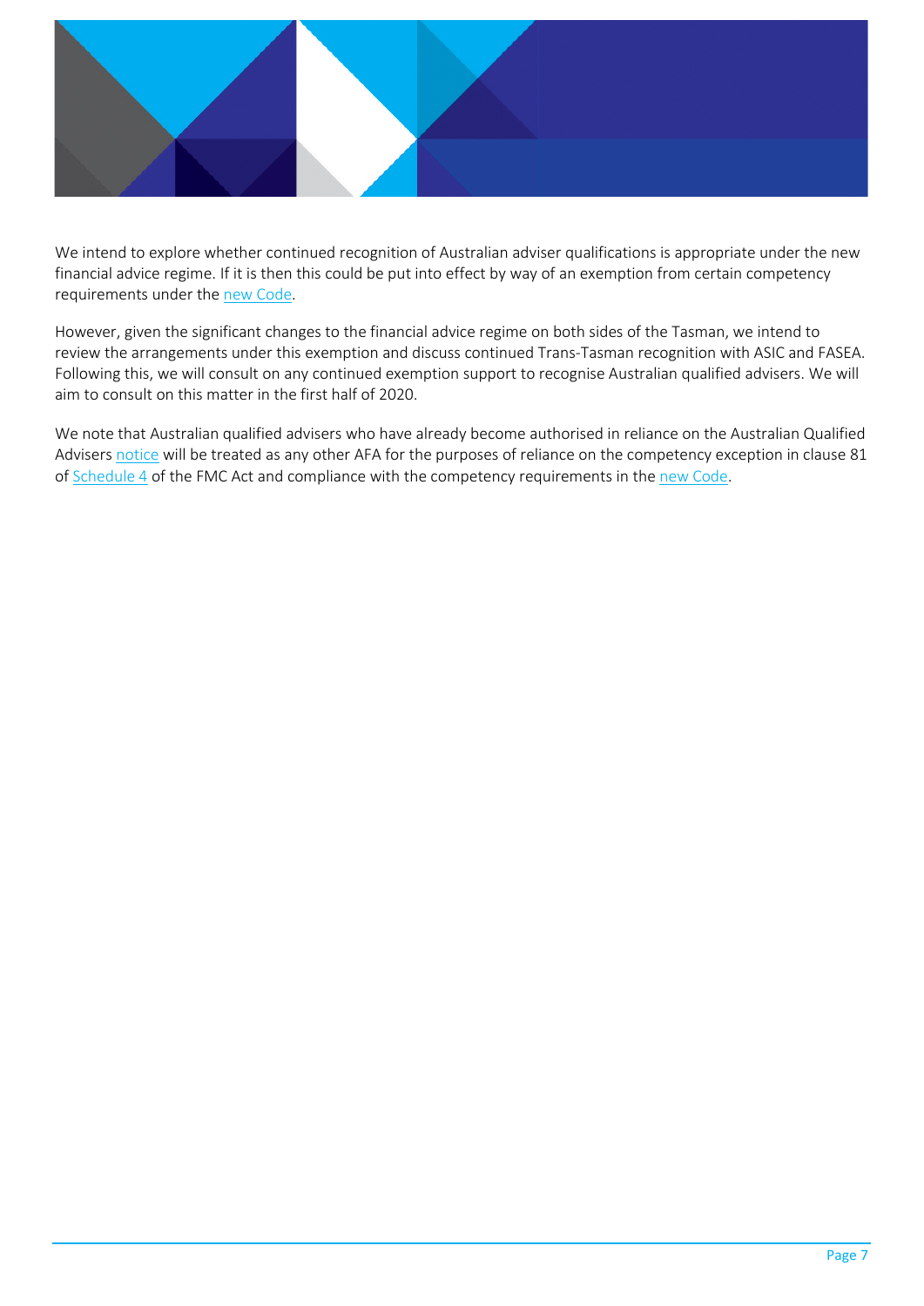We intend to explore whether continued recognition of Australian adviser qualifications is appropriate under the new financial advice regime. If it is then this could be put into effect by way of an exemption from certain competency requirements under the new Code.

However, given the significant changes to the financial advice regime on both sides of the Tasman, we intend to review the arrangements under this exemption and discuss continued Trans-Tasman recognition with ASIC and FASEA. Following this, we will consult on any continued exemption support to recognise Australian qualified advisers. We will aim to consult on this matter in the first half of 2020.

We note that Australian qualified advisers who have already become authorised in reliance on the Australian Qualified Advisers notice will be treated as any other AFA for the purposes of reliance on the competency exception in clause 81 of Schedule 4 of the FMC Act and compliance with the competency requirements in the new Code.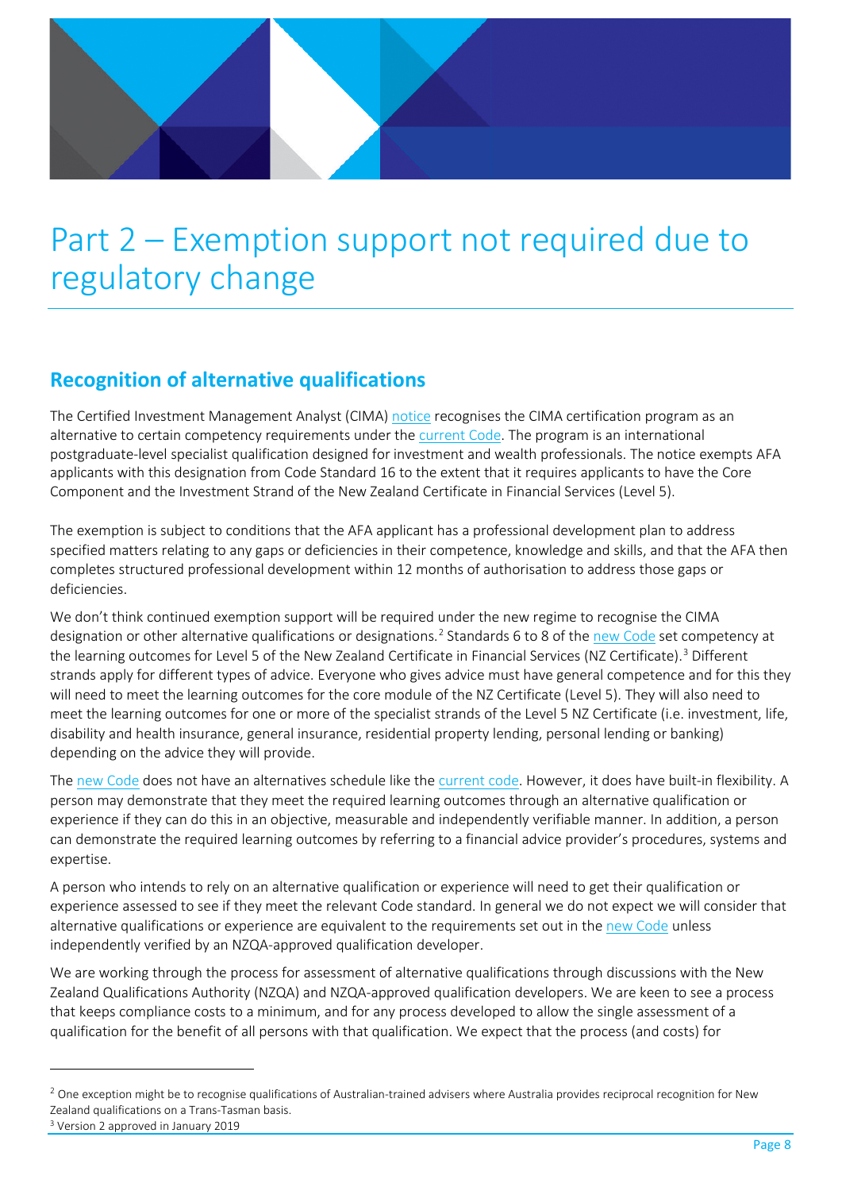# Part 2 – Exemption support not required due to regulatory change

## Recognition of alternative qualifications

The Certified Investment Management Analyst (CIMA) notice recognises the CIMA certification program as an alternative to certain competency requirements under the current Code. The program is an international postgraduate-level specialist qualification designed for investment and wealth professionals. The notice exempts AFA applicants with this designation from Code Standard 16 to the extent that it requires applicants to have the Core Component and the Investment Strand of the New Zealand Certificate in Financial Services (Level 5).

The exemption is subject to conditions that the AFA applicant has a professional development plan to address specified matters relating to any gaps or deficiencies in their competence, knowledge and skills, and that the AFA then completes structured professional development within 12 months of authorisation to address those gaps or deficiencies.

We don't think continued exemption support will be required under the new regime to recognise the CIMA designation or other alternative qualifications or designations.[2] Standards 6 to 8 of the new Code set competency at the learning outcomes for Level 5 of the New Zealand Certificate in Financial Services (NZ Certificate).[3] Different strands apply for different types of advice. Everyone who gives advice must have general competence and for this they will need to meet the learning outcomes for the core module of the NZ Certificate (Level 5). They will also need to meet the learning outcomes for one or more of the specialist strands of the Level 5 NZ Certificate (i.e. investment, life, disability and health insurance, general insurance, residential property lending, personal lending or banking) depending on the advice they will provide.

The new Code does not have an alternatives schedule like the current code. However, it does have built-in flexibility. A person may demonstrate that they meet the required learning outcomes through an alternative qualification or experience if they can do this in an objective, measurable and independently verifiable manner. In addition, a person can demonstrate the required learning outcomes by referring to a financial advice provider's procedures, systems and expertise.

A person who intends to rely on an alternative qualification or experience will need to get their qualification or experience assessed to see if they meet the relevant Code standard. In general we do not expect we will consider that alternative qualifications or experience are equivalent to the requirements set out in the new Code unless independently verified by an NZQA-approved qualification developer.

We are working through the process for assessment of alternative qualifications through discussions with the New Zealand Qualifications Authority (NZQA) and NZQA-approved qualification developers. We are keen to see a process that keeps compliance costs to a minimum, and for any process developed to allow the single assessment of a qualification for the benefit of all persons with that qualification. We expect that the process (and costs) for

---

[2] One exception might be to recognise qualifications of Australian-trained advisers where Australia provides reciprocal recognition for New Zealand qualifications on a Trans-Tasman basis.

[3] Version 2 approved in January 2019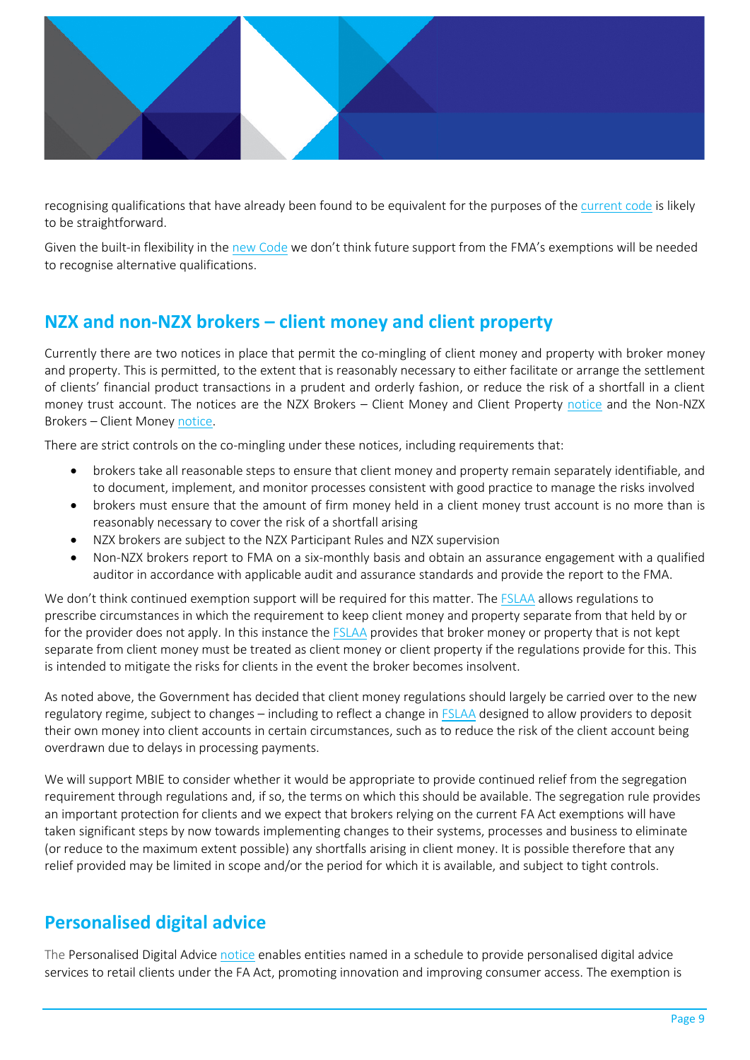recognising qualifications that have already been found to be equivalent for the purposes of the current code is likely to be straightforward.

Given the built-in flexibility in the new Code we don't think future support from the FMA's exemptions will be needed to recognise alternative qualifications.

## NZX and non-NZX brokers – client money and client property

Currently there are two notices in place that permit the co-mingling of client money and property with broker money and property. This is permitted, to the extent that is reasonably necessary to either facilitate or arrange the settlement of clients' financial product transactions in a prudent and orderly fashion, or reduce the risk of a shortfall in a client money trust account. The notices are the NZX Brokers – Client Money and Client Property notice and the Non-NZX Brokers – Client Money notice.

There are strict controls on the co-mingling under these notices, including requirements that:

- brokers take all reasonable steps to ensure that client money and property remain separately identifiable, and to document, implement, and monitor processes consistent with good practice to manage the risks involved
- brokers must ensure that the amount of firm money held in a client money trust account is no more than is reasonably necessary to cover the risk of a shortfall arising
- NZX brokers are subject to the NZX Participant Rules and NZX supervision
- Non-NZX brokers report to FMA on a six-monthly basis and obtain an assurance engagement with a qualified auditor in accordance with applicable audit and assurance standards and provide the report to the FMA.

We don't think continued exemption support will be required for this matter. The FSLAA allows regulations to prescribe circumstances in which the requirement to keep client money and property separate from that held by or for the provider does not apply. In this instance the FSLAA provides that broker money or property that is not kept separate from client money must be treated as client money or client property if the regulations provide for this. This is intended to mitigate the risks for clients in the event the broker becomes insolvent.

As noted above, the Government has decided that client money regulations should largely be carried over to the new regulatory regime, subject to changes – including to reflect a change in FSLAA designed to allow providers to deposit their own money into client accounts in certain circumstances, such as to reduce the risk of the client account being overdrawn due to delays in processing payments.

We will support MBIE to consider whether it would be appropriate to provide continued relief from the segregation requirement through regulations and, if so, the terms on which this should be available. The segregation rule provides an important protection for clients and we expect that brokers relying on the current FA Act exemptions will have taken significant steps by now towards implementing changes to their systems, processes and business to eliminate (or reduce to the maximum extent possible) any shortfalls arising in client money. It is possible therefore that any relief provided may be limited in scope and/or the period for which it is available, and subject to tight controls.

## Personalised digital advice

The Personalised Digital Advice notice enables entities named in a schedule to provide personalised digital advice services to retail clients under the FA Act, promoting innovation and improving consumer access. The exemption is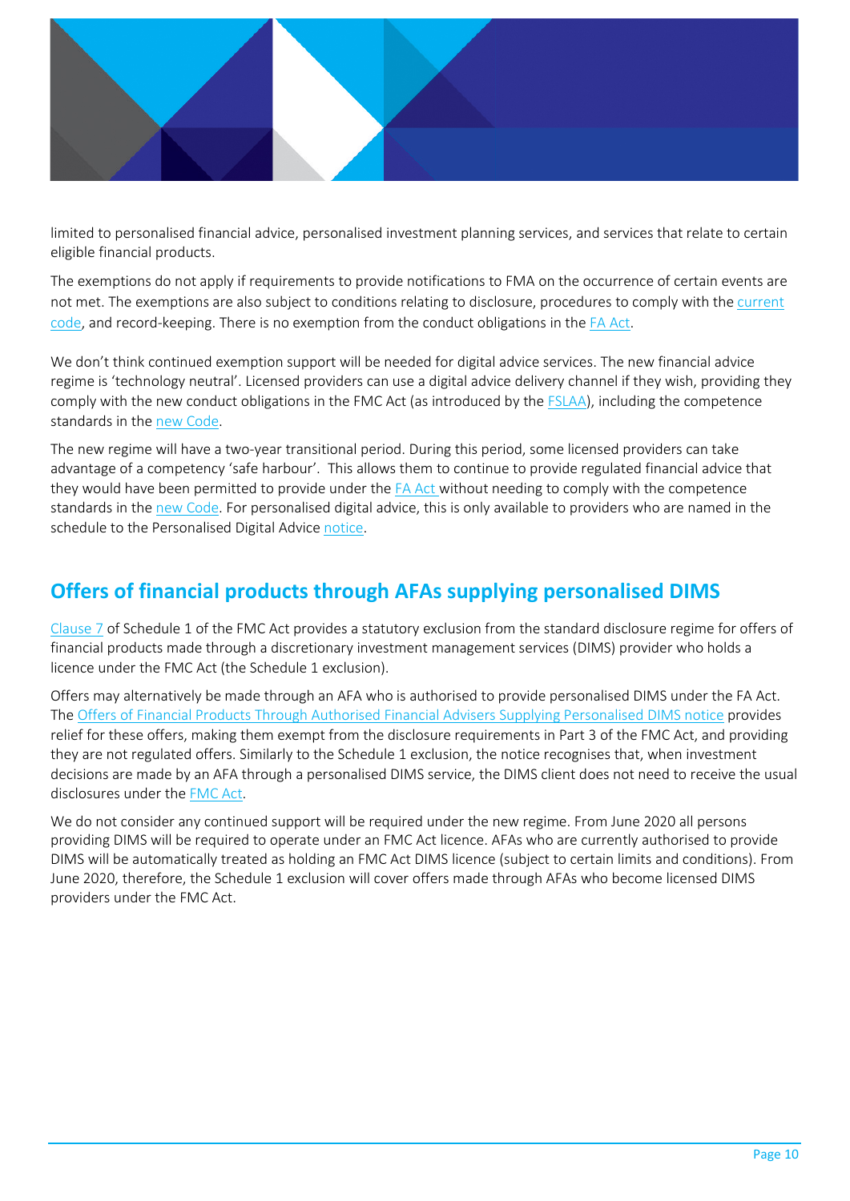limited to personalised financial advice, personalised investment planning services, and services that relate to certain eligible financial products.

The exemptions do not apply if requirements to provide notifications to FMA on the occurrence of certain events are not met. The exemptions are also subject to conditions relating to disclosure, procedures to comply with the current code, and record-keeping. There is no exemption from the conduct obligations in the FA Act.

We don't think continued exemption support will be needed for digital advice services. The new financial advice regime is 'technology neutral'. Licensed providers can use a digital advice delivery channel if they wish, providing they comply with the new conduct obligations in the FMC Act (as introduced by the FSLAA), including the competence standards in the new Code.

The new regime will have a two-year transitional period. During this period, some licensed providers can take advantage of a competency 'safe harbour'. This allows them to continue to provide regulated financial advice that they would have been permitted to provide under the FA Act without needing to comply with the competence standards in the new Code. For personalised digital advice, this is only available to providers who are named in the schedule to the Personalised Digital Advice notice.

## Offers of financial products through AFAs supplying personalised DIMS

Clause 7 of Schedule 1 of the FMC Act provides a statutory exclusion from the standard disclosure regime for offers of financial products made through a discretionary investment management services (DIMS) provider who holds a licence under the FMC Act (the Schedule 1 exclusion).

Offers may alternatively be made through an AFA who is authorised to provide personalised DIMS under the FA Act. The Offers of Financial Products Through Authorised Financial Advisers Supplying Personalised DIMS notice provides relief for these offers, making them exempt from the disclosure requirements in Part 3 of the FMC Act, and providing they are not regulated offers. Similarly to the Schedule 1 exclusion, the notice recognises that, when investment decisions are made by an AFA through a personalised DIMS service, the DIMS client does not need to receive the usual disclosures under the FMC Act.

We do not consider any continued support will be required under the new regime. From June 2020 all persons providing DIMS will be required to operate under an FMC Act licence. AFAs who are currently authorised to provide DIMS will be automatically treated as holding an FMC Act DIMS licence (subject to certain limits and conditions). From June 2020, therefore, the Schedule 1 exclusion will cover offers made through AFAs who become licensed DIMS providers under the FMC Act.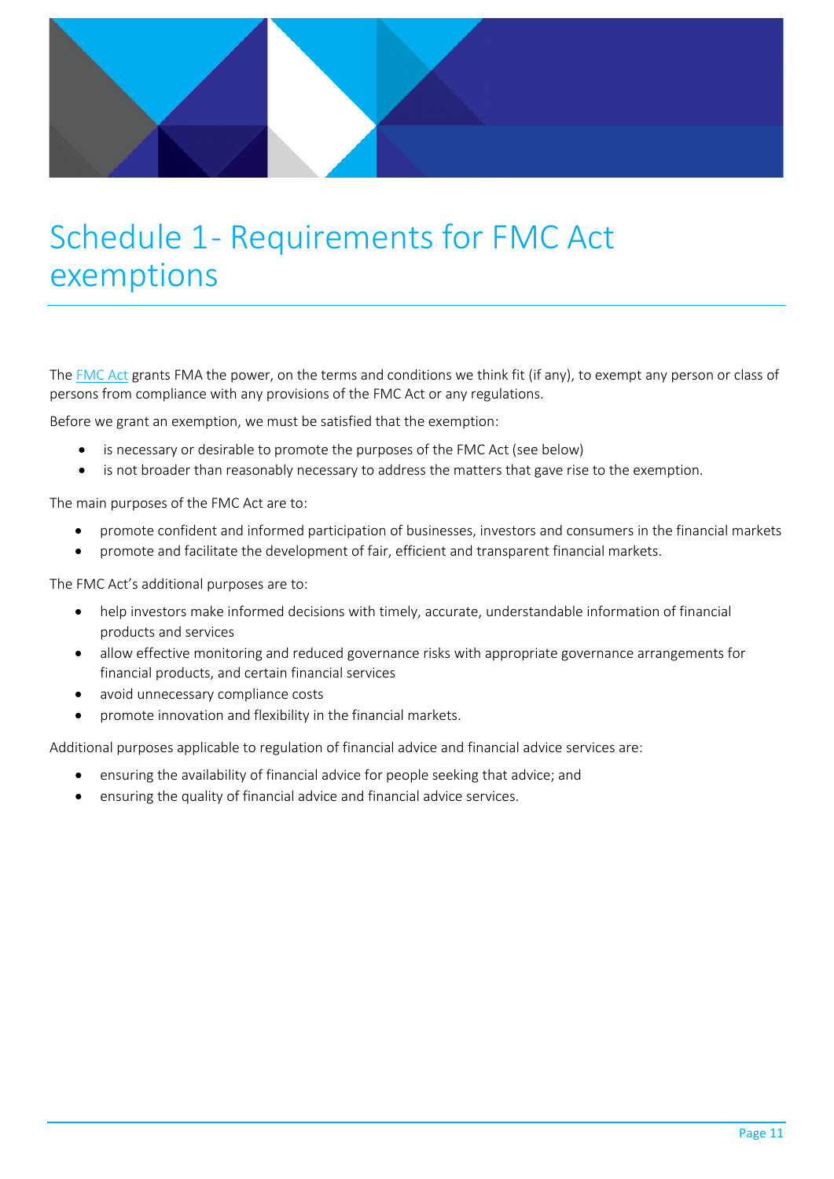# Schedule 1- Requirements for FMC Act exemptions

The FMC Act grants FMA the power, on the terms and conditions we think fit (if any), to exempt any person or class of persons from compliance with any provisions of the FMC Act or any regulations.

Before we grant an exemption, we must be satisfied that the exemption:

- is necessary or desirable to promote the purposes of the FMC Act (see below)
- is not broader than reasonably necessary to address the matters that gave rise to the exemption.

The main purposes of the FMC Act are to:

- promote confident and informed participation of businesses, investors and consumers in the financial markets
- promote and facilitate the development of fair, efficient and transparent financial markets.

The FMC Act's additional purposes are to:

- help investors make informed decisions with timely, accurate, understandable information of financial products and services
- allow effective monitoring and reduced governance risks with appropriate governance arrangements for financial products, and certain financial services
- avoid unnecessary compliance costs
- promote innovation and flexibility in the financial markets.

Additional purposes applicable to regulation of financial advice and financial advice services are:

- ensuring the availability of financial advice for people seeking that advice; and
- ensuring the quality of financial advice and financial advice services.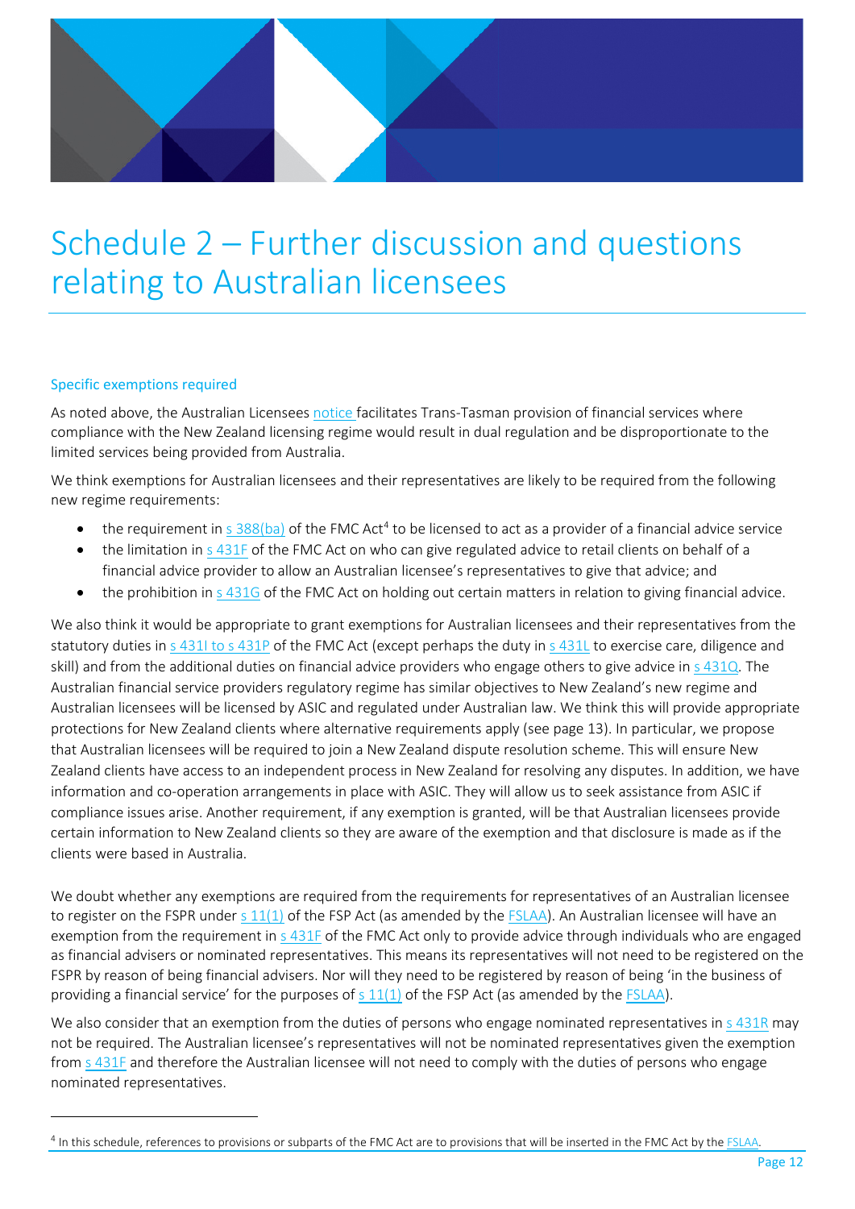# Schedule 2 – Further discussion and questions relating to Australian licensees

### Specific exemptions required

As noted above, the Australian Licensees notice facilitates Trans-Tasman provision of financial services where compliance with the New Zealand licensing regime would result in dual regulation and be disproportionate to the limited services being provided from Australia.

We think exemptions for Australian licensees and their representatives are likely to be required from the following new regime requirements:

- the requirement in s 388(ba) of the FMC Act[4] to be licensed to act as a provider of a financial advice service
- the limitation in s 431F of the FMC Act on who can give regulated advice to retail clients on behalf of a financial advice provider to allow an Australian licensee's representatives to give that advice; and
- the prohibition in s 431G of the FMC Act on holding out certain matters in relation to giving financial advice.

We also think it would be appropriate to grant exemptions for Australian licensees and their representatives from the statutory duties in s 431I to s 431P of the FMC Act (except perhaps the duty in s 431L to exercise care, diligence and skill) and from the additional duties on financial advice providers who engage others to give advice in s 431Q. The Australian financial service providers regulatory regime has similar objectives to New Zealand's new regime and Australian licensees will be licensed by ASIC and regulated under Australian law. We think this will provide appropriate protections for New Zealand clients where alternative requirements apply (see page 13). In particular, we propose that Australian licensees will be required to join a New Zealand dispute resolution scheme. This will ensure New Zealand clients have access to an independent process in New Zealand for resolving any disputes. In addition, we have information and co-operation arrangements in place with ASIC. They will allow us to seek assistance from ASIC if compliance issues arise. Another requirement, if any exemption is granted, will be that Australian licensees provide certain information to New Zealand clients so they are aware of the exemption and that disclosure is made as if the clients were based in Australia.

We doubt whether any exemptions are required from the requirements for representatives of an Australian licensee to register on the FSPR under s 11(1) of the FSP Act (as amended by the FSLAA). An Australian licensee will have an exemption from the requirement in s 431F of the FMC Act only to provide advice through individuals who are engaged as financial advisers or nominated representatives. This means its representatives will not need to be registered on the FSPR by reason of being financial advisers. Nor will they need to be registered by reason of being 'in the business of providing a financial service' for the purposes of s 11(1) of the FSP Act (as amended by the FSLAA).

We also consider that an exemption from the duties of persons who engage nominated representatives in s 431R may not be required. The Australian licensee's representatives will not be nominated representatives given the exemption from s 431F and therefore the Australian licensee will not need to comply with the duties of persons who engage nominated representatives.

---

[4] In this schedule, references to provisions or subparts of the FMC Act are to provisions that will be inserted in the FMC Act by the FSLAA.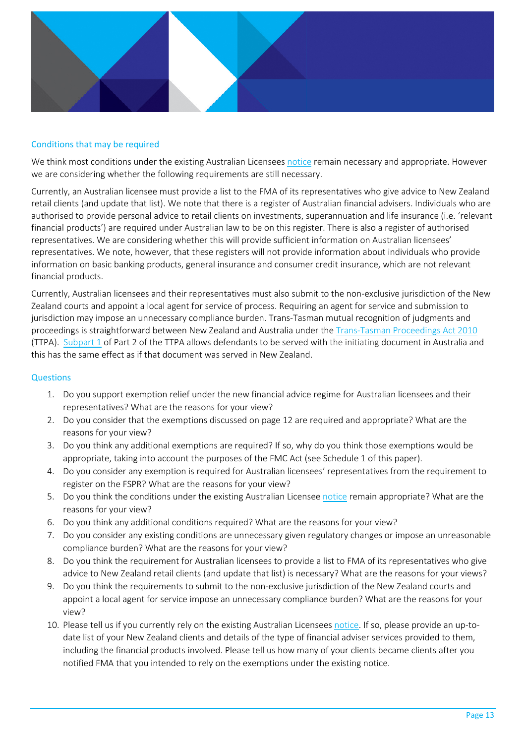### Conditions that may be required

We think most conditions under the existing Australian Licensees notice remain necessary and appropriate. However we are considering whether the following requirements are still necessary.

Currently, an Australian licensee must provide a list to the FMA of its representatives who give advice to New Zealand retail clients (and update that list). We note that there is a register of Australian financial advisers. Individuals who are authorised to provide personal advice to retail clients on investments, superannuation and life insurance (i.e. 'relevant financial products') are required under Australian law to be on this register. There is also a register of authorised representatives. We are considering whether this will provide sufficient information on Australian licensees' representatives. We note, however, that these registers will not provide information about individuals who provide information on basic banking products, general insurance and consumer credit insurance, which are not relevant financial products.

Currently, Australian licensees and their representatives must also submit to the non-exclusive jurisdiction of the New Zealand courts and appoint a local agent for service of process. Requiring an agent for service and submission to jurisdiction may impose an unnecessary compliance burden. Trans-Tasman mutual recognition of judgments and proceedings is straightforward between New Zealand and Australia under the Trans-Tasman Proceedings Act 2010 (TTPA). Subpart 1 of Part 2 of the TTPA allows defendants to be served with the initiating document in Australia and this has the same effect as if that document was served in New Zealand.

### Questions

1. Do you support exemption relief under the new financial advice regime for Australian licensees and their representatives? What are the reasons for your view?
2. Do you consider that the exemptions discussed on page 12 are required and appropriate? What are the reasons for your view?
3. Do you think any additional exemptions are required? If so, why do you think those exemptions would be appropriate, taking into account the purposes of the FMC Act (see Schedule 1 of this paper).
4. Do you consider any exemption is required for Australian licensees' representatives from the requirement to register on the FSPR? What are the reasons for your view?
5. Do you think the conditions under the existing Australian Licensee notice remain appropriate? What are the reasons for your view?
6. Do you think any additional conditions required? What are the reasons for your view?
7. Do you consider any existing conditions are unnecessary given regulatory changes or impose an unreasonable compliance burden? What are the reasons for your view?
8. Do you think the requirement for Australian licensees to provide a list to FMA of its representatives who give advice to New Zealand retail clients (and update that list) is necessary? What are the reasons for your views?
9. Do you think the requirements to submit to the non-exclusive jurisdiction of the New Zealand courts and appoint a local agent for service impose an unnecessary compliance burden? What are the reasons for your view?
10. Please tell us if you currently rely on the existing Australian Licensees notice. If so, please provide an up-to-date list of your New Zealand clients and details of the type of financial adviser services provided to them, including the financial products involved. Please tell us how many of your clients became clients after you notified FMA that you intended to rely on the exemptions under the existing notice.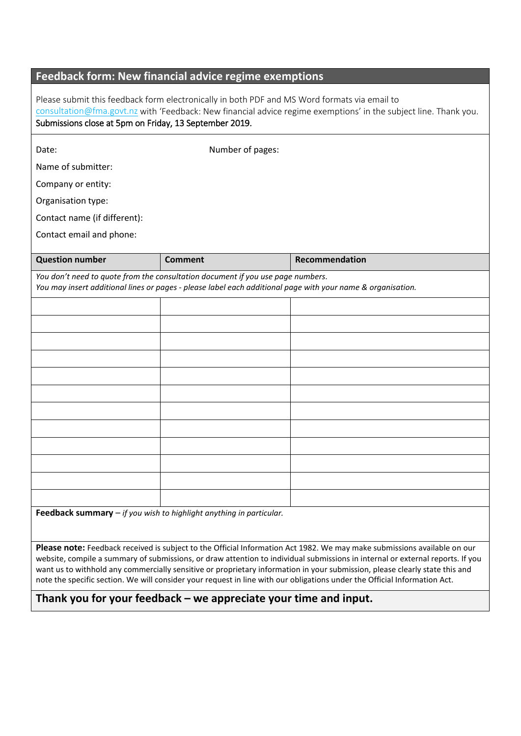## Feedback form: New financial advice regime exemptions

Please submit this feedback form electronically in both PDF and MS Word formats via email to consultation@fma.govt.nz with 'Feedback: New financial advice regime exemptions' in the subject line. Thank you.
Submissions close at 5pm on Friday, 13 September 2019.

Date: Number of pages:

Name of submitter:

Company or entity:

Organisation type:

Contact name (if different):

Contact email and phone:

| Question number | Comment | Recommendation |
|---|---|---|
| *You don't need to quote from the consultation document if you use page numbers.* *You may insert additional lines or pages - please label each additional page with your name & organisation.* | | |
| | | |
| | | |
| | | |
| | | |
| | | |
| | | |
| | | |
| | | |
| | | |
| | | |
| | | |
| | | |

**Feedback summary** – *if you wish to highlight anything in particular.*

**Please note:** Feedback received is subject to the Official Information Act 1982. We may make submissions available on our website, compile a summary of submissions, or draw attention to individual submissions in internal or external reports. If you want us to withhold any commercially sensitive or proprietary information in your submission, please clearly state this and note the specific section. We will consider your request in line with our obligations under the Official Information Act.

**Thank you for your feedback – we appreciate your time and input.**